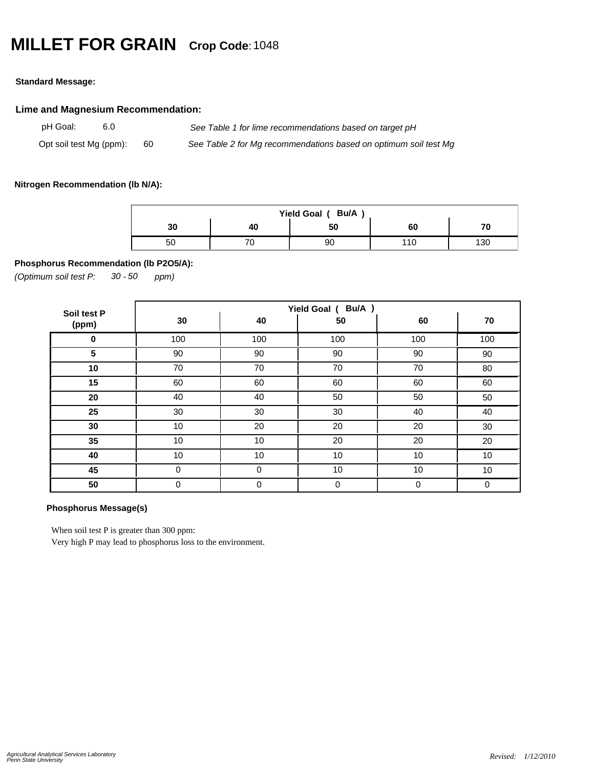# MILLET FOR GRAIN **Crop Code**: 1048

**Standard Message:**

## Lime and Magnesium Recommendation:

pH Goal: 6.0 — *See Table 1 for lime recommendations based on target pH*

Opt soil test Mg (ppm): 60 — *See Table 2 for Mg recommendations based on optimum soil test Mg*

**Nitrogen Recommendation (lb N/A):**

| Yield Goal ( Bu/A ) | | | | |
|---|---|---|---|---|
| **30** | **40** | **50** | **60** | **70** |
| 50 | 70 | 90 | 110 | 130 |

**Phosphorus Recommendation (lb P2O5/A):**

*(Optimum soil test P: 30 - 50 ppm)*

| Soil test P (ppm) | Yield Goal ( Bu/A ) | | | | |
|---|---|---|---|---|---|
| | **30** | **40** | **50** | **60** | **70** |
| **0** | 100 | 100 | 100 | 100 | 100 |
| **5** | 90 | 90 | 90 | 90 | 90 |
| **10** | 70 | 70 | 70 | 70 | 80 |
| **15** | 60 | 60 | 60 | 60 | 60 |
| **20** | 40 | 40 | 50 | 50 | 50 |
| **25** | 30 | 30 | 30 | 40 | 40 |
| **30** | 10 | 20 | 20 | 20 | 30 |
| **35** | 10 | 10 | 20 | 20 | 20 |
| **40** | 10 | 10 | 10 | 10 | 10 |
| **45** | 0 | 0 | 10 | 10 | 10 |
| **50** | 0 | 0 | 0 | 0 | 0 |

**Phosphorus Message(s)**

When soil test P is greater than 300 ppm:
Very high P may lead to phosphorus loss to the environment.

*Agricultural Analytical Services Laboratory*
*Penn State University*

*Revised: 1/12/2010*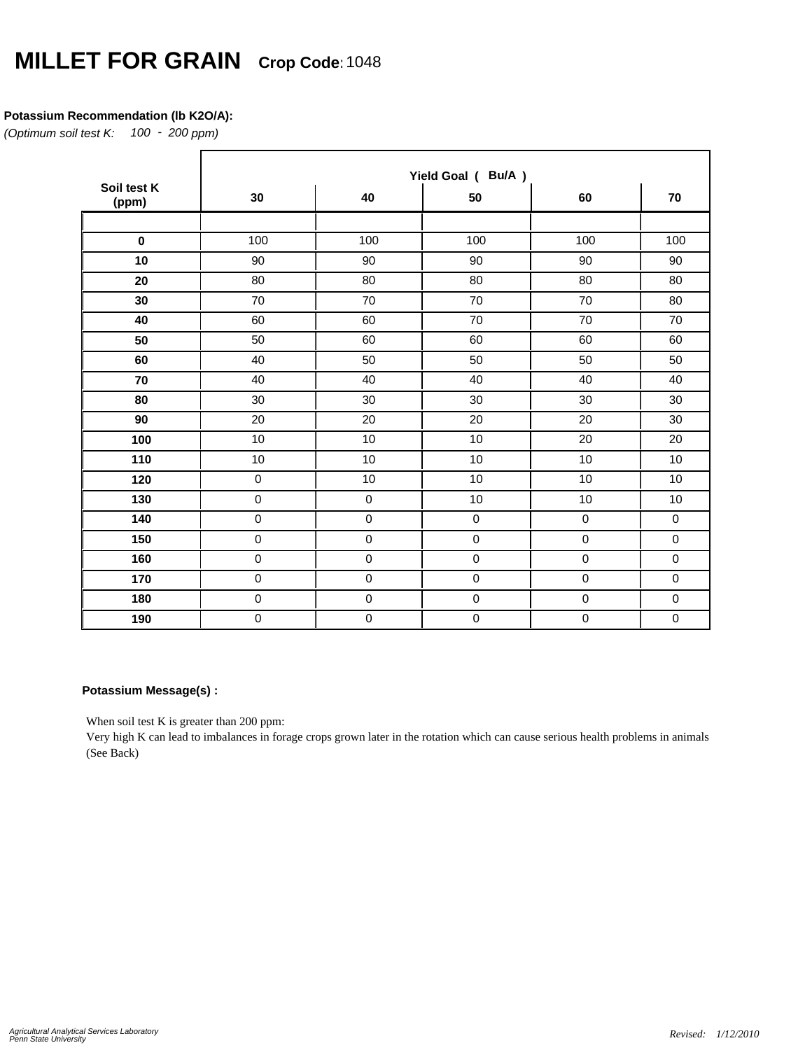# MILLET FOR GRAIN Crop Code: 1048

**Potassium Recommendation (lb K2O/A):**

*(Optimum soil test K: 100 - 200 ppm)*

| Soil test K (ppm) | Yield Goal ( Bu/A ) | | | | |
|---|---|---|---|---|---|
| | **30** | **40** | **50** | **60** | **70** |
| **0** | 100 | 100 | 100 | 100 | 100 |
| **10** | 90 | 90 | 90 | 90 | 90 |
| **20** | 80 | 80 | 80 | 80 | 80 |
| **30** | 70 | 70 | 70 | 70 | 80 |
| **40** | 60 | 60 | 70 | 70 | 70 |
| **50** | 50 | 60 | 60 | 60 | 60 |
| **60** | 40 | 50 | 50 | 50 | 50 |
| **70** | 40 | 40 | 40 | 40 | 40 |
| **80** | 30 | 30 | 30 | 30 | 30 |
| **90** | 20 | 20 | 20 | 20 | 30 |
| **100** | 10 | 10 | 10 | 20 | 20 |
| **110** | 10 | 10 | 10 | 10 | 10 |
| **120** | 0 | 10 | 10 | 10 | 10 |
| **130** | 0 | 0 | 10 | 10 | 10 |
| **140** | 0 | 0 | 0 | 0 | 0 |
| **150** | 0 | 0 | 0 | 0 | 0 |
| **160** | 0 | 0 | 0 | 0 | 0 |
| **170** | 0 | 0 | 0 | 0 | 0 |
| **180** | 0 | 0 | 0 | 0 | 0 |
| **190** | 0 | 0 | 0 | 0 | 0 |

**Potassium Message(s) :**

When soil test K is greater than 200 ppm:
Very high K can lead to imbalances in forage crops grown later in the rotation which can cause serious health problems in animals (See Back)

*Agricultural Analytical Services Laboratory*
*Penn State University*

*Revised: 1/12/2010*